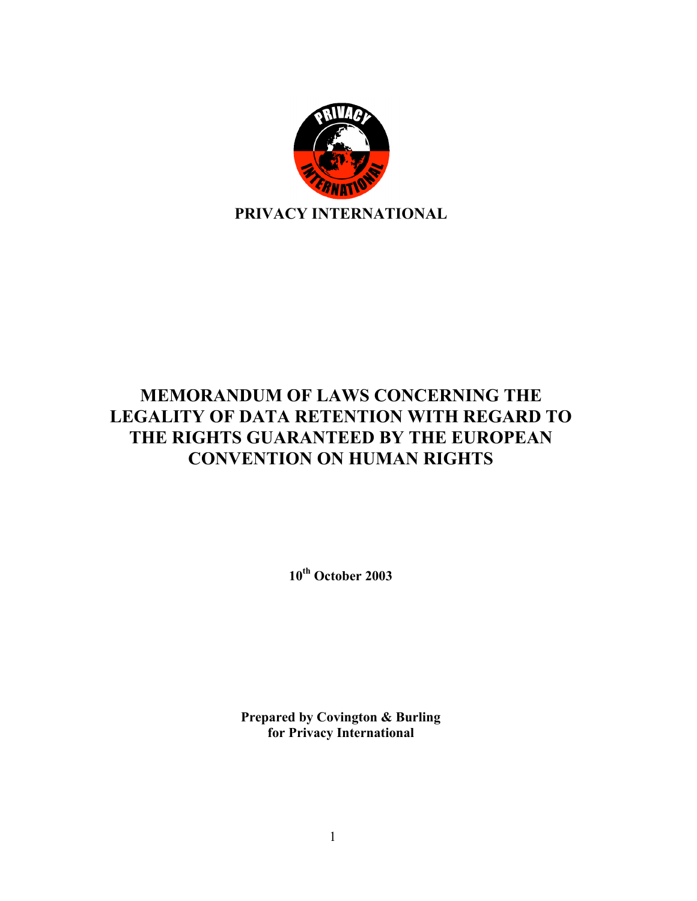PRIVACY INTERNATIONAL

# MEMORANDUM OF LAWS CONCERNING THE LEGALITY OF DATA RETENTION WITH REGARD TO THE RIGHTS GUARANTEED BY THE EUROPEAN CONVENTION ON HUMAN RIGHTS

**10th October 2003**

**Prepared by Covington & Burling for Privacy International**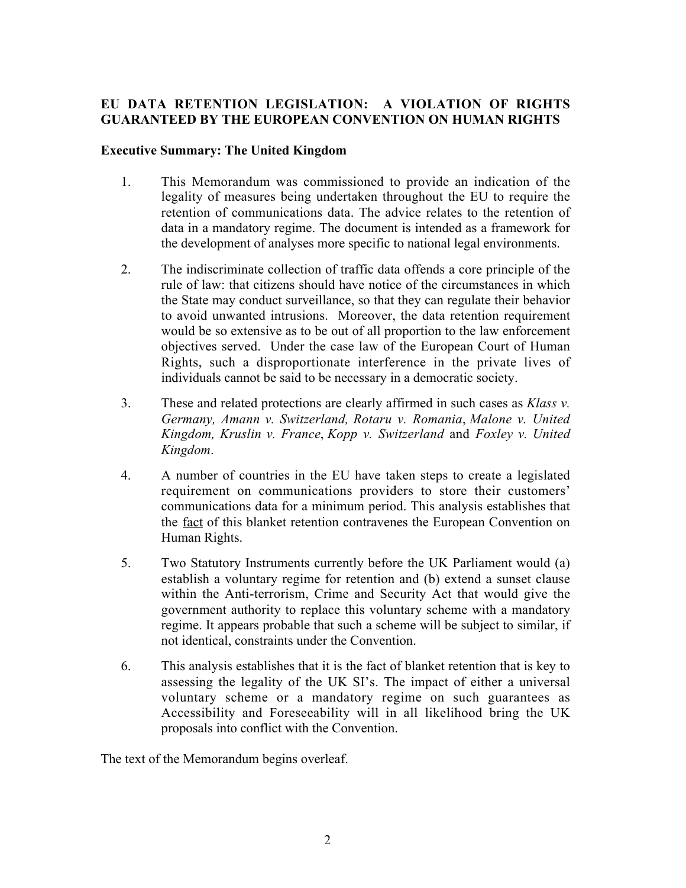**EU DATA RETENTION LEGISLATION: A VIOLATION OF RIGHTS GUARANTEED BY THE EUROPEAN CONVENTION ON HUMAN RIGHTS**

**Executive Summary: The United Kingdom**

1. This Memorandum was commissioned to provide an indication of the legality of measures being undertaken throughout the EU to require the retention of communications data. The advice relates to the retention of data in a mandatory regime. The document is intended as a framework for the development of analyses more specific to national legal environments.

2. The indiscriminate collection of traffic data offends a core principle of the rule of law: that citizens should have notice of the circumstances in which the State may conduct surveillance, so that they can regulate their behavior to avoid unwanted intrusions. Moreover, the data retention requirement would be so extensive as to be out of all proportion to the law enforcement objectives served. Under the case law of the European Court of Human Rights, such a disproportionate interference in the private lives of individuals cannot be said to be necessary in a democratic society.

3. These and related protections are clearly affirmed in such cases as *Klass v. Germany, Amann v. Switzerland, Rotaru v. Romania*, *Malone v. United Kingdom, Kruslin v. France*, *Kopp v. Switzerland* and *Foxley v. United Kingdom*.

4. A number of countries in the EU have taken steps to create a legislated requirement on communications providers to store their customers' communications data for a minimum period. This analysis establishes that the <u>fact</u> of this blanket retention contravenes the European Convention on Human Rights.

5. Two Statutory Instruments currently before the UK Parliament would (a) establish a voluntary regime for retention and (b) extend a sunset clause within the Anti-terrorism, Crime and Security Act that would give the government authority to replace this voluntary scheme with a mandatory regime. It appears probable that such a scheme will be subject to similar, if not identical, constraints under the Convention.

6. This analysis establishes that it is the fact of blanket retention that is key to assessing the legality of the UK SI's. The impact of either a universal voluntary scheme or a mandatory regime on such guarantees as Accessibility and Foreseeability will in all likelihood bring the UK proposals into conflict with the Convention.

The text of the Memorandum begins overleaf.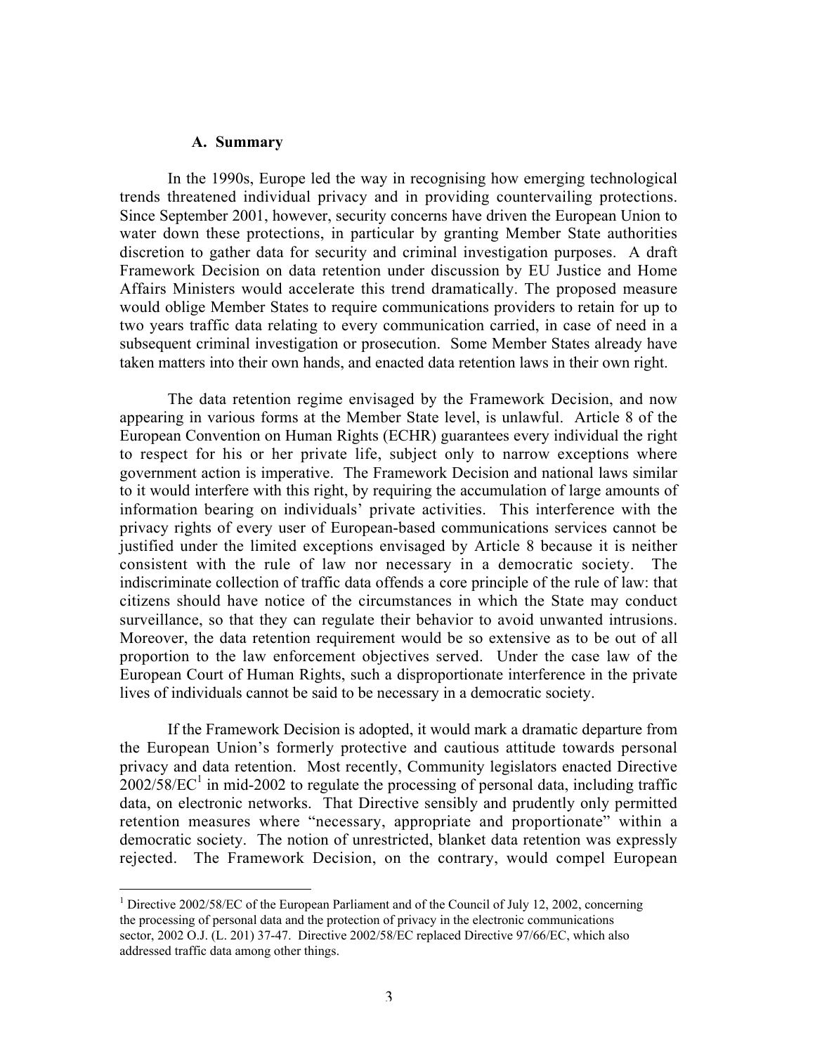### A. Summary

In the 1990s, Europe led the way in recognising how emerging technological trends threatened individual privacy and in providing countervailing protections. Since September 2001, however, security concerns have driven the European Union to water down these protections, in particular by granting Member State authorities discretion to gather data for security and criminal investigation purposes. A draft Framework Decision on data retention under discussion by EU Justice and Home Affairs Ministers would accelerate this trend dramatically. The proposed measure would oblige Member States to require communications providers to retain for up to two years traffic data relating to every communication carried, in case of need in a subsequent criminal investigation or prosecution. Some Member States already have taken matters into their own hands, and enacted data retention laws in their own right.

The data retention regime envisaged by the Framework Decision, and now appearing in various forms at the Member State level, is unlawful. Article 8 of the European Convention on Human Rights (ECHR) guarantees every individual the right to respect for his or her private life, subject only to narrow exceptions where government action is imperative. The Framework Decision and national laws similar to it would interfere with this right, by requiring the accumulation of large amounts of information bearing on individuals' private activities. This interference with the privacy rights of every user of European-based communications services cannot be justified under the limited exceptions envisaged by Article 8 because it is neither consistent with the rule of law nor necessary in a democratic society. The indiscriminate collection of traffic data offends a core principle of the rule of law: that citizens should have notice of the circumstances in which the State may conduct surveillance, so that they can regulate their behavior to avoid unwanted intrusions. Moreover, the data retention requirement would be so extensive as to be out of all proportion to the law enforcement objectives served. Under the case law of the European Court of Human Rights, such a disproportionate interference in the private lives of individuals cannot be said to be necessary in a democratic society.

If the Framework Decision is adopted, it would mark a dramatic departure from the European Union's formerly protective and cautious attitude towards personal privacy and data retention. Most recently, Community legislators enacted Directive 2002/58/EC[1] in mid-2002 to regulate the processing of personal data, including traffic data, on electronic networks. That Directive sensibly and prudently only permitted retention measures where "necessary, appropriate and proportionate" within a democratic society. The notion of unrestricted, blanket data retention was expressly rejected. The Framework Decision, on the contrary, would compel European

---

[1] Directive 2002/58/EC of the European Parliament and of the Council of July 12, 2002, concerning the processing of personal data and the protection of privacy in the electronic communications sector, 2002 O.J. (L. 201) 37-47. Directive 2002/58/EC replaced Directive 97/66/EC, which also addressed traffic data among other things.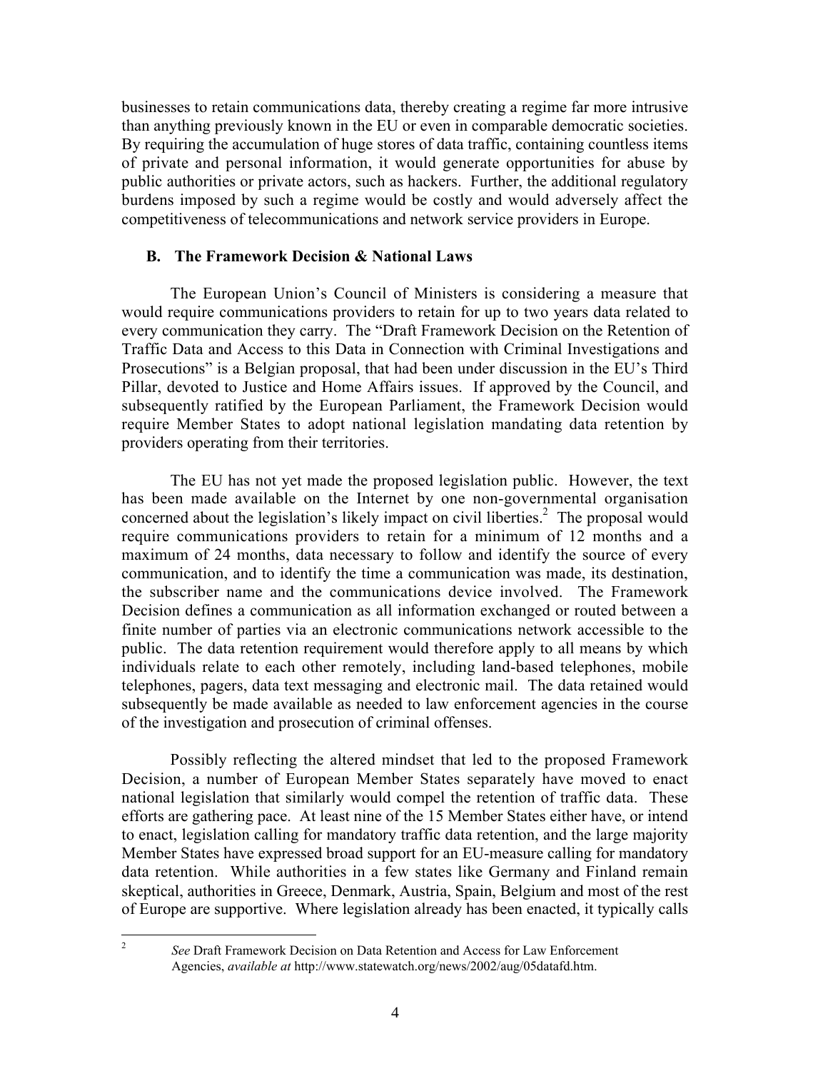businesses to retain communications data, thereby creating a regime far more intrusive than anything previously known in the EU or even in comparable democratic societies. By requiring the accumulation of huge stores of data traffic, containing countless items of private and personal information, it would generate opportunities for abuse by public authorities or private actors, such as hackers. Further, the additional regulatory burdens imposed by such a regime would be costly and would adversely affect the competitiveness of telecommunications and network service providers in Europe.

### B. The Framework Decision & National Laws

The European Union's Council of Ministers is considering a measure that would require communications providers to retain for up to two years data related to every communication they carry. The "Draft Framework Decision on the Retention of Traffic Data and Access to this Data in Connection with Criminal Investigations and Prosecutions" is a Belgian proposal, that had been under discussion in the EU's Third Pillar, devoted to Justice and Home Affairs issues. If approved by the Council, and subsequently ratified by the European Parliament, the Framework Decision would require Member States to adopt national legislation mandating data retention by providers operating from their territories.

The EU has not yet made the proposed legislation public. However, the text has been made available on the Internet by one non-governmental organisation concerned about the legislation's likely impact on civil liberties.[2] The proposal would require communications providers to retain for a minimum of 12 months and a maximum of 24 months, data necessary to follow and identify the source of every communication, and to identify the time a communication was made, its destination, the subscriber name and the communications device involved. The Framework Decision defines a communication as all information exchanged or routed between a finite number of parties via an electronic communications network accessible to the public. The data retention requirement would therefore apply to all means by which individuals relate to each other remotely, including land-based telephones, mobile telephones, pagers, data text messaging and electronic mail. The data retained would subsequently be made available as needed to law enforcement agencies in the course of the investigation and prosecution of criminal offenses.

Possibly reflecting the altered mindset that led to the proposed Framework Decision, a number of European Member States separately have moved to enact national legislation that similarly would compel the retention of traffic data. These efforts are gathering pace. At least nine of the 15 Member States either have, or intend to enact, legislation calling for mandatory traffic data retention, and the large majority Member States have expressed broad support for an EU-measure calling for mandatory data retention. While authorities in a few states like Germany and Finland remain skeptical, authorities in Greece, Denmark, Austria, Spain, Belgium and most of the rest of Europe are supportive. Where legislation already has been enacted, it typically calls

---

[2] *See* Draft Framework Decision on Data Retention and Access for Law Enforcement Agencies, *available at* http://www.statewatch.org/news/2002/aug/05datafd.htm.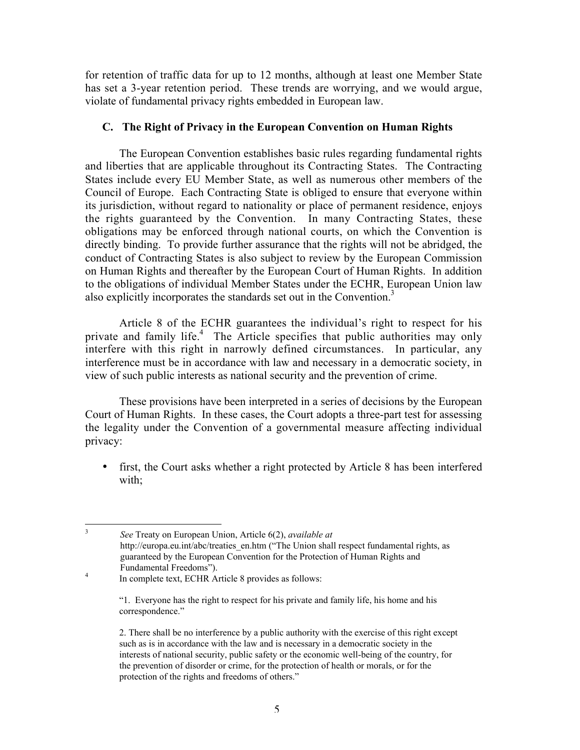for retention of traffic data for up to 12 months, although at least one Member State has set a 3-year retention period. These trends are worrying, and we would argue, violate of fundamental privacy rights embedded in European law.

### C. The Right of Privacy in the European Convention on Human Rights

The European Convention establishes basic rules regarding fundamental rights and liberties that are applicable throughout its Contracting States. The Contracting States include every EU Member State, as well as numerous other members of the Council of Europe. Each Contracting State is obliged to ensure that everyone within its jurisdiction, without regard to nationality or place of permanent residence, enjoys the rights guaranteed by the Convention. In many Contracting States, these obligations may be enforced through national courts, on which the Convention is directly binding. To provide further assurance that the rights will not be abridged, the conduct of Contracting States is also subject to review by the European Commission on Human Rights and thereafter by the European Court of Human Rights. In addition to the obligations of individual Member States under the ECHR, European Union law also explicitly incorporates the standards set out in the Convention.[3]

Article 8 of the ECHR guarantees the individual's right to respect for his private and family life.[4] The Article specifies that public authorities may only interfere with this right in narrowly defined circumstances. In particular, any interference must be in accordance with law and necessary in a democratic society, in view of such public interests as national security and the prevention of crime.

These provisions have been interpreted in a series of decisions by the European Court of Human Rights. In these cases, the Court adopts a three-part test for assessing the legality under the Convention of a governmental measure affecting individual privacy:

- first, the Court asks whether a right protected by Article 8 has been interfered with;

---

[3] *See* Treaty on European Union, Article 6(2), *available at* http://europa.eu.int/abc/treaties_en.htm ("The Union shall respect fundamental rights, as guaranteed by the European Convention for the Protection of Human Rights and Fundamental Freedoms").

[4] In complete text, ECHR Article 8 provides as follows:

"1. Everyone has the right to respect for his private and family life, his home and his correspondence."

2. There shall be no interference by a public authority with the exercise of this right except such as is in accordance with the law and is necessary in a democratic society in the interests of national security, public safety or the economic well-being of the country, for the prevention of disorder or crime, for the protection of health or morals, or for the protection of the rights and freedoms of others."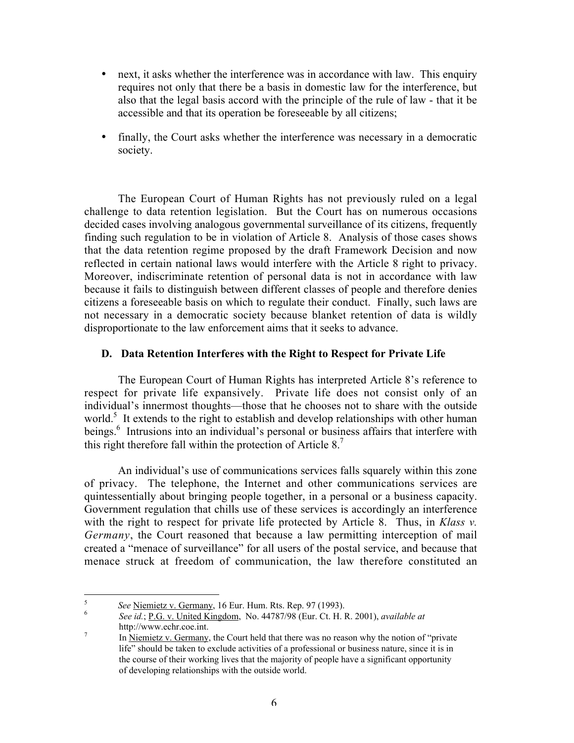- next, it asks whether the interference was in accordance with law. This enquiry requires not only that there be a basis in domestic law for the interference, but also that the legal basis accord with the principle of the rule of law - that it be accessible and that its operation be foreseeable by all citizens;

- finally, the Court asks whether the interference was necessary in a democratic society.

The European Court of Human Rights has not previously ruled on a legal challenge to data retention legislation. But the Court has on numerous occasions decided cases involving analogous governmental surveillance of its citizens, frequently finding such regulation to be in violation of Article 8. Analysis of those cases shows that the data retention regime proposed by the draft Framework Decision and now reflected in certain national laws would interfere with the Article 8 right to privacy. Moreover, indiscriminate retention of personal data is not in accordance with law because it fails to distinguish between different classes of people and therefore denies citizens a foreseeable basis on which to regulate their conduct. Finally, such laws are not necessary in a democratic society because blanket retention of data is wildly disproportionate to the law enforcement aims that it seeks to advance.

### D. Data Retention Interferes with the Right to Respect for Private Life

The European Court of Human Rights has interpreted Article 8's reference to respect for private life expansively. Private life does not consist only of an individual's innermost thoughts—those that he chooses not to share with the outside world.[5] It extends to the right to establish and develop relationships with other human beings.[6] Intrusions into an individual's personal or business affairs that interfere with this right therefore fall within the protection of Article 8.[7]

An individual's use of communications services falls squarely within this zone of privacy. The telephone, the Internet and other communications services are quintessentially about bringing people together, in a personal or a business capacity. Government regulation that chills use of these services is accordingly an interference with the right to respect for private life protected by Article 8. Thus, in *Klass v. Germany*, the Court reasoned that because a law permitting interception of mail created a "menace of surveillance" for all users of the postal service, and because that menace struck at freedom of communication, the law therefore constituted an

---

[5] *See* Niemietz v. Germany, 16 Eur. Hum. Rts. Rep. 97 (1993).

[6] *See id.*; P.G. v. United Kingdom, No. 44787/98 (Eur. Ct. H. R. 2001), *available at* http://www.echr.coe.int.

[7] In Niemietz v. Germany, the Court held that there was no reason why the notion of "private life" should be taken to exclude activities of a professional or business nature, since it is in the course of their working lives that the majority of people have a significant opportunity of developing relationships with the outside world.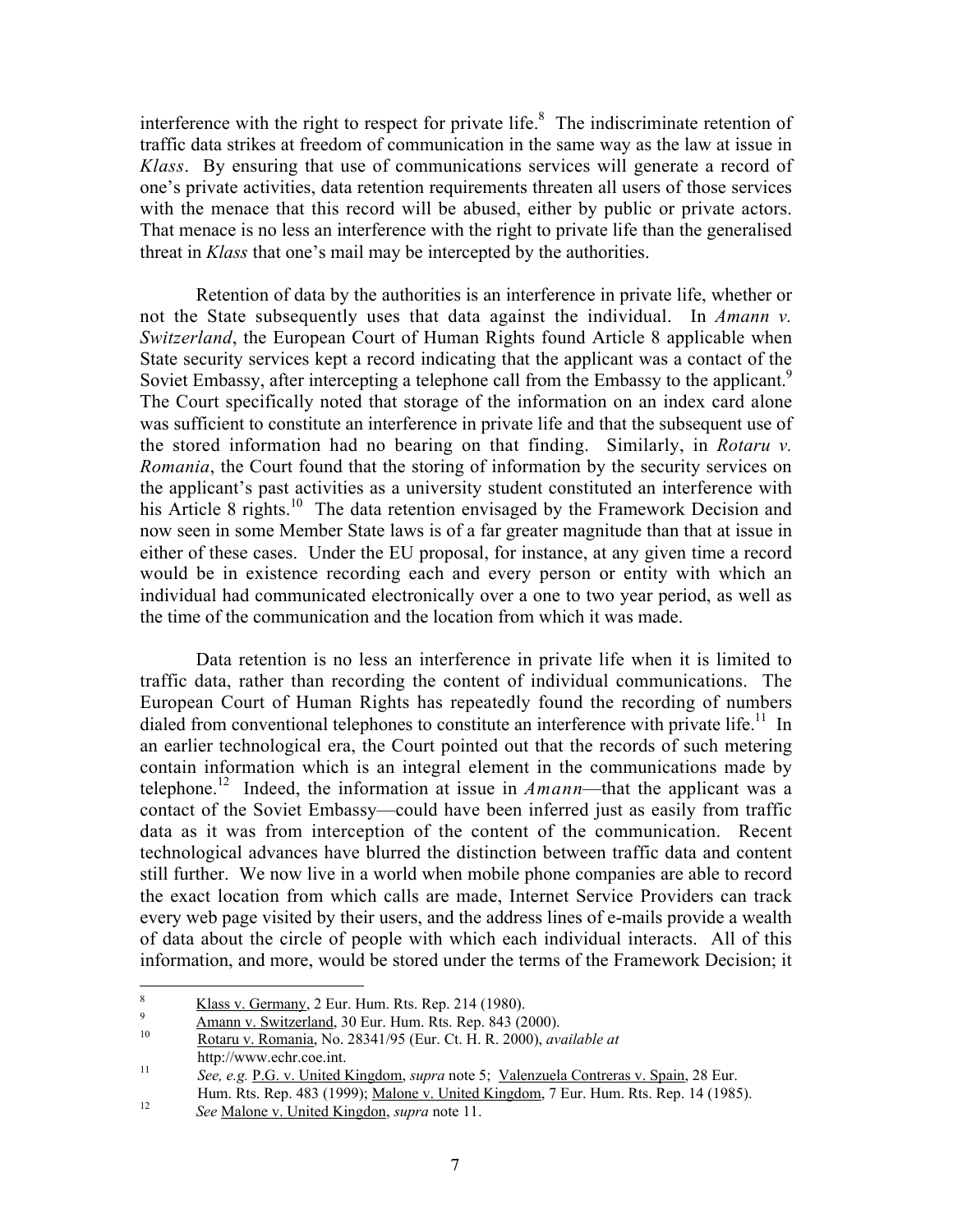interference with the right to respect for private life.[8] The indiscriminate retention of traffic data strikes at freedom of communication in the same way as the law at issue in *Klass*. By ensuring that use of communications services will generate a record of one's private activities, data retention requirements threaten all users of those services with the menace that this record will be abused, either by public or private actors. That menace is no less an interference with the right to private life than the generalised threat in *Klass* that one's mail may be intercepted by the authorities.

Retention of data by the authorities is an interference in private life, whether or not the State subsequently uses that data against the individual. In *Amann v. Switzerland*, the European Court of Human Rights found Article 8 applicable when State security services kept a record indicating that the applicant was a contact of the Soviet Embassy, after intercepting a telephone call from the Embassy to the applicant.[9] The Court specifically noted that storage of the information on an index card alone was sufficient to constitute an interference in private life and that the subsequent use of the stored information had no bearing on that finding. Similarly, in *Rotaru v. Romania*, the Court found that the storing of information by the security services on the applicant's past activities as a university student constituted an interference with his Article 8 rights.[10] The data retention envisaged by the Framework Decision and now seen in some Member State laws is of a far greater magnitude than that at issue in either of these cases. Under the EU proposal, for instance, at any given time a record would be in existence recording each and every person or entity with which an individual had communicated electronically over a one to two year period, as well as the time of the communication and the location from which it was made.

Data retention is no less an interference in private life when it is limited to traffic data, rather than recording the content of individual communications. The European Court of Human Rights has repeatedly found the recording of numbers dialed from conventional telephones to constitute an interference with private life.[11] In an earlier technological era, the Court pointed out that the records of such metering contain information which is an integral element in the communications made by telephone.[12] Indeed, the information at issue in *Amann*—that the applicant was a contact of the Soviet Embassy—could have been inferred just as easily from traffic data as it was from interception of the content of the communication. Recent technological advances have blurred the distinction between traffic data and content still further. We now live in a world when mobile phone companies are able to record the exact location from which calls are made, Internet Service Providers can track every web page visited by their users, and the address lines of e-mails provide a wealth of data about the circle of people with which each individual interacts. All of this information, and more, would be stored under the terms of the Framework Decision; it

---

[8] Klass v. Germany, 2 Eur. Hum. Rts. Rep. 214 (1980).

[9] Amann v. Switzerland, 30 Eur. Hum. Rts. Rep. 843 (2000).

[10] Rotaru v. Romania, No. 28341/95 (Eur. Ct. H. R. 2000), *available at* http://www.echr.coe.int.

[11] *See, e.g.* P.G. v. United Kingdom, *supra* note 5; Valenzuela Contreras v. Spain, 28 Eur. Hum. Rts. Rep. 483 (1999); Malone v. United Kingdom, 7 Eur. Hum. Rts. Rep. 14 (1985).

[12] *See* Malone v. United Kingdon, *supra* note 11.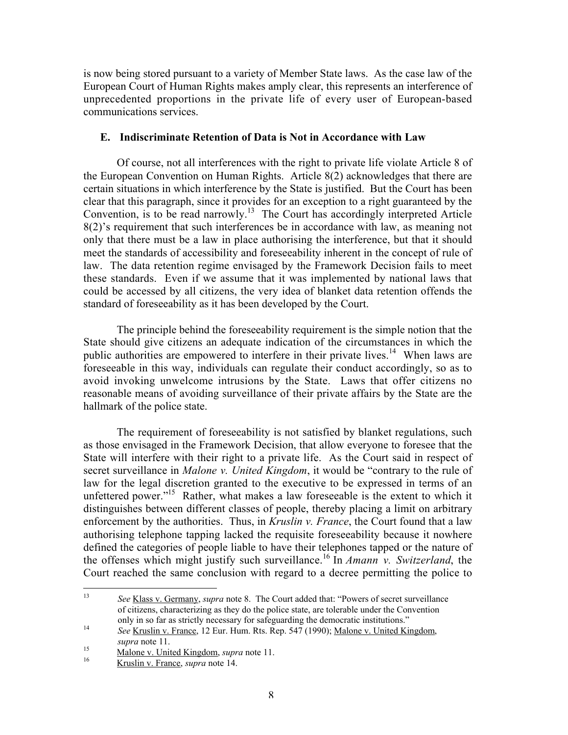is now being stored pursuant to a variety of Member State laws. As the case law of the European Court of Human Rights makes amply clear, this represents an interference of unprecedented proportions in the private life of every user of European-based communications services.

### E. Indiscriminate Retention of Data is Not in Accordance with Law

Of course, not all interferences with the right to private life violate Article 8 of the European Convention on Human Rights. Article 8(2) acknowledges that there are certain situations in which interference by the State is justified. But the Court has been clear that this paragraph, since it provides for an exception to a right guaranteed by the Convention, is to be read narrowly.[13] The Court has accordingly interpreted Article 8(2)'s requirement that such interferences be in accordance with law, as meaning not only that there must be a law in place authorising the interference, but that it should meet the standards of accessibility and foreseeability inherent in the concept of rule of law. The data retention regime envisaged by the Framework Decision fails to meet these standards. Even if we assume that it was implemented by national laws that could be accessed by all citizens, the very idea of blanket data retention offends the standard of foreseeability as it has been developed by the Court.

The principle behind the foreseeability requirement is the simple notion that the State should give citizens an adequate indication of the circumstances in which the public authorities are empowered to interfere in their private lives.[14] When laws are foreseeable in this way, individuals can regulate their conduct accordingly, so as to avoid invoking unwelcome intrusions by the State. Laws that offer citizens no reasonable means of avoiding surveillance of their private affairs by the State are the hallmark of the police state.

The requirement of foreseeability is not satisfied by blanket regulations, such as those envisaged in the Framework Decision, that allow everyone to foresee that the State will interfere with their right to a private life. As the Court said in respect of secret surveillance in *Malone v. United Kingdom*, it would be "contrary to the rule of law for the legal discretion granted to the executive to be expressed in terms of an unfettered power."[15] Rather, what makes a law foreseeable is the extent to which it distinguishes between different classes of people, thereby placing a limit on arbitrary enforcement by the authorities. Thus, in *Kruslin v. France*, the Court found that a law authorising telephone tapping lacked the requisite foreseeability because it nowhere defined the categories of people liable to have their telephones tapped or the nature of the offenses which might justify such surveillance.[16] In *Amann v. Switzerland*, the Court reached the same conclusion with regard to a decree permitting the police to

---

[13] *See* Klass v. Germany, *supra* note 8. The Court added that: "Powers of secret surveillance of citizens, characterizing as they do the police state, are tolerable under the Convention only in so far as strictly necessary for safeguarding the democratic institutions."

[14] *See* Kruslin v. France, 12 Eur. Hum. Rts. Rep. 547 (1990); Malone v. United Kingdom, *supra* note 11.

[15] Malone v. United Kingdom, *supra* note 11.

[16] Kruslin v. France, *supra* note 14.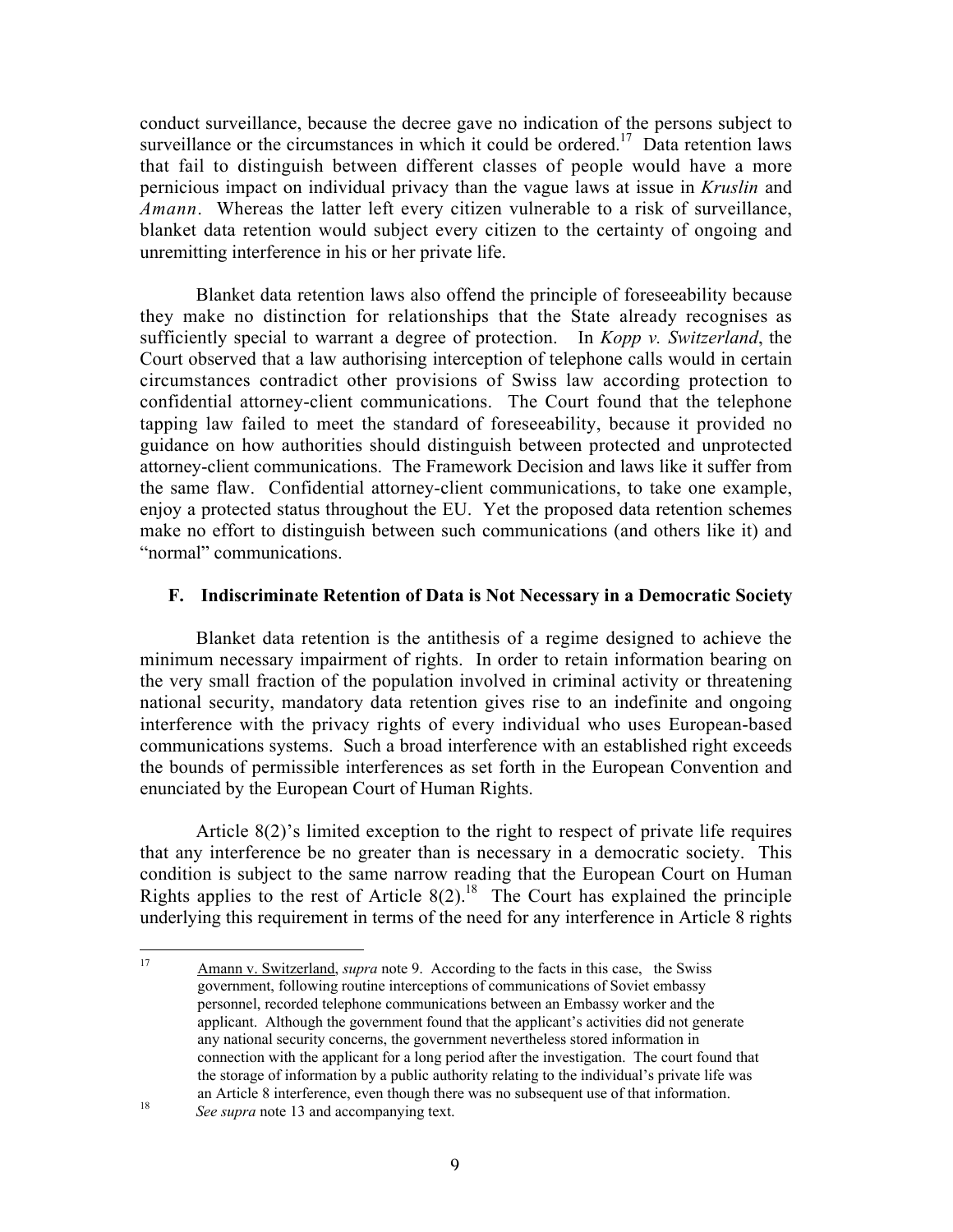conduct surveillance, because the decree gave no indication of the persons subject to surveillance or the circumstances in which it could be ordered.[17] Data retention laws that fail to distinguish between different classes of people would have a more pernicious impact on individual privacy than the vague laws at issue in *Kruslin* and *Amann*. Whereas the latter left every citizen vulnerable to a risk of surveillance, blanket data retention would subject every citizen to the certainty of ongoing and unremitting interference in his or her private life.

Blanket data retention laws also offend the principle of foreseeability because they make no distinction for relationships that the State already recognises as sufficiently special to warrant a degree of protection. In *Kopp v. Switzerland*, the Court observed that a law authorising interception of telephone calls would in certain circumstances contradict other provisions of Swiss law according protection to confidential attorney-client communications. The Court found that the telephone tapping law failed to meet the standard of foreseeability, because it provided no guidance on how authorities should distinguish between protected and unprotected attorney-client communications. The Framework Decision and laws like it suffer from the same flaw. Confidential attorney-client communications, to take one example, enjoy a protected status throughout the EU. Yet the proposed data retention schemes make no effort to distinguish between such communications (and others like it) and "normal" communications.

## F. Indiscriminate Retention of Data is Not Necessary in a Democratic Society

Blanket data retention is the antithesis of a regime designed to achieve the minimum necessary impairment of rights. In order to retain information bearing on the very small fraction of the population involved in criminal activity or threatening national security, mandatory data retention gives rise to an indefinite and ongoing interference with the privacy rights of every individual who uses European-based communications systems. Such a broad interference with an established right exceeds the bounds of permissible interferences as set forth in the European Convention and enunciated by the European Court of Human Rights.

Article 8(2)'s limited exception to the right to respect of private life requires that any interference be no greater than is necessary in a democratic society. This condition is subject to the same narrow reading that the European Court on Human Rights applies to the rest of Article 8(2).[18] The Court has explained the principle underlying this requirement in terms of the need for any interference in Article 8 rights

---

[17] Amann v. Switzerland, *supra* note 9. According to the facts in this case, the Swiss government, following routine interceptions of communications of Soviet embassy personnel, recorded telephone communications between an Embassy worker and the applicant. Although the government found that the applicant's activities did not generate any national security concerns, the government nevertheless stored information in connection with the applicant for a long period after the investigation. The court found that the storage of information by a public authority relating to the individual's private life was an Article 8 interference, even though there was no subsequent use of that information.

[18] *See supra* note 13 and accompanying text.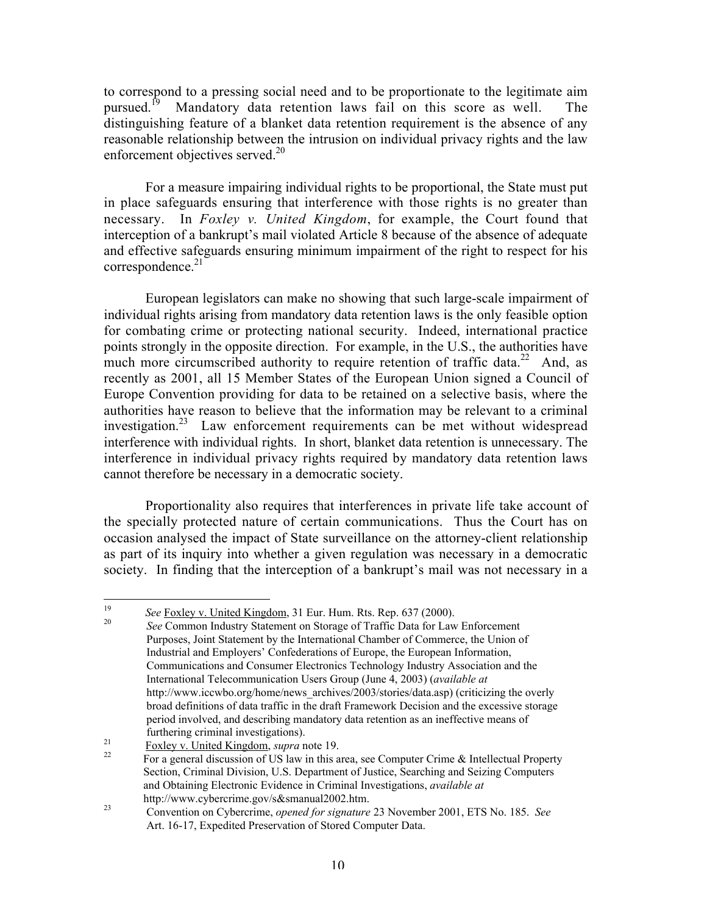to correspond to a pressing social need and to be proportionate to the legitimate aim pursued.[19] Mandatory data retention laws fail on this score as well. The distinguishing feature of a blanket data retention requirement is the absence of any reasonable relationship between the intrusion on individual privacy rights and the law enforcement objectives served.[20]

For a measure impairing individual rights to be proportional, the State must put in place safeguards ensuring that interference with those rights is no greater than necessary. In *Foxley v. United Kingdom*, for example, the Court found that interception of a bankrupt's mail violated Article 8 because of the absence of adequate and effective safeguards ensuring minimum impairment of the right to respect for his correspondence.[21]

European legislators can make no showing that such large-scale impairment of individual rights arising from mandatory data retention laws is the only feasible option for combating crime or protecting national security. Indeed, international practice points strongly in the opposite direction. For example, in the U.S., the authorities have much more circumscribed authority to require retention of traffic data.[22] And, as recently as 2001, all 15 Member States of the European Union signed a Council of Europe Convention providing for data to be retained on a selective basis, where the authorities have reason to believe that the information may be relevant to a criminal investigation.[23] Law enforcement requirements can be met without widespread interference with individual rights. In short, blanket data retention is unnecessary. The interference in individual privacy rights required by mandatory data retention laws cannot therefore be necessary in a democratic society.

Proportionality also requires that interferences in private life take account of the specially protected nature of certain communications. Thus the Court has on occasion analysed the impact of State surveillance on the attorney-client relationship as part of its inquiry into whether a given regulation was necessary in a democratic society. In finding that the interception of a bankrupt's mail was not necessary in a

---

[19] *See* Foxley v. United Kingdom, 31 Eur. Hum. Rts. Rep. 637 (2000).

[20] *See* Common Industry Statement on Storage of Traffic Data for Law Enforcement Purposes, Joint Statement by the International Chamber of Commerce, the Union of Industrial and Employers' Confederations of Europe, the European Information, Communications and Consumer Electronics Technology Industry Association and the International Telecommunication Users Group (June 4, 2003) (*available at* http://www.iccwbo.org/home/news_archives/2003/stories/data.asp) (criticizing the overly broad definitions of data traffic in the draft Framework Decision and the excessive storage period involved, and describing mandatory data retention as an ineffective means of furthering criminal investigations).

[21] Foxley v. United Kingdom, *supra* note 19.

[22] For a general discussion of US law in this area, see Computer Crime & Intellectual Property Section, Criminal Division, U.S. Department of Justice, Searching and Seizing Computers and Obtaining Electronic Evidence in Criminal Investigations, *available at* http://www.cybercrime.gov/s&smanual2002.htm.

[23] Convention on Cybercrime, *opened for signature* 23 November 2001, ETS No. 185. *See* Art. 16-17, Expedited Preservation of Stored Computer Data.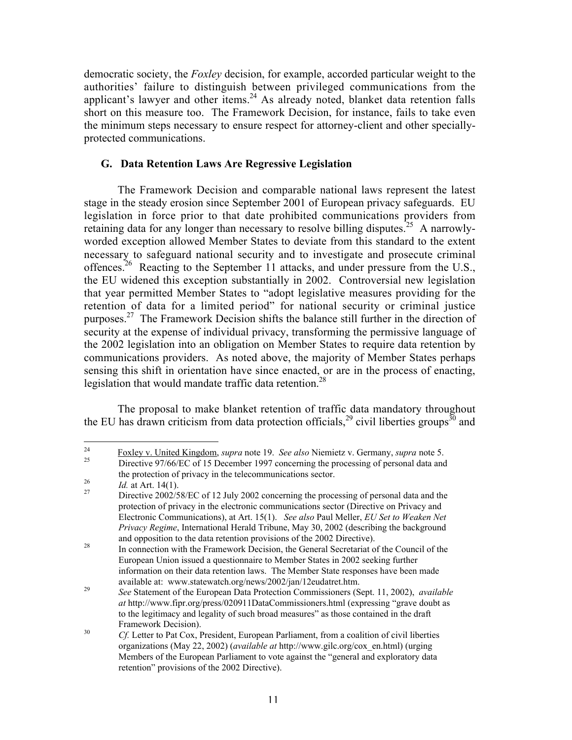democratic society, the *Foxley* decision, for example, accorded particular weight to the authorities' failure to distinguish between privileged communications from the applicant's lawyer and other items.[24] As already noted, blanket data retention falls short on this measure too. The Framework Decision, for instance, fails to take even the minimum steps necessary to ensure respect for attorney-client and other specially-protected communications.

### G. Data Retention Laws Are Regressive Legislation

The Framework Decision and comparable national laws represent the latest stage in the steady erosion since September 2001 of European privacy safeguards. EU legislation in force prior to that date prohibited communications providers from retaining data for any longer than necessary to resolve billing disputes.[25] A narrowly-worded exception allowed Member States to deviate from this standard to the extent necessary to safeguard national security and to investigate and prosecute criminal offences.[26] Reacting to the September 11 attacks, and under pressure from the U.S., the EU widened this exception substantially in 2002. Controversial new legislation that year permitted Member States to "adopt legislative measures providing for the retention of data for a limited period" for national security or criminal justice purposes.[27] The Framework Decision shifts the balance still further in the direction of security at the expense of individual privacy, transforming the permissive language of the 2002 legislation into an obligation on Member States to require data retention by communications providers. As noted above, the majority of Member States perhaps sensing this shift in orientation have since enacted, or are in the process of enacting, legislation that would mandate traffic data retention.[28]

The proposal to make blanket retention of traffic data mandatory throughout the EU has drawn criticism from data protection officials,[29] civil liberties groups[30] and

---

[24] Foxley v. United Kingdom, *supra* note 19. *See also* Niemietz v. Germany, *supra* note 5.

[25] Directive 97/66/EC of 15 December 1997 concerning the processing of personal data and the protection of privacy in the telecommunications sector.

[26] *Id.* at Art. 14(1).

[27] Directive 2002/58/EC of 12 July 2002 concerning the processing of personal data and the protection of privacy in the electronic communications sector (Directive on Privacy and Electronic Communications), at Art. 15(1). *See also* Paul Meller, *EU Set to Weaken Net Privacy Regime*, International Herald Tribune, May 30, 2002 (describing the background and opposition to the data retention provisions of the 2002 Directive).

[28] In connection with the Framework Decision, the General Secretariat of the Council of the European Union issued a questionnaire to Member States in 2002 seeking further information on their data retention laws. The Member State responses have been made available at: www.statewatch.org/news/2002/jan/12eudatret.htm.

[29] *See* Statement of the European Data Protection Commissioners (Sept. 11, 2002), *available at* http://www.fipr.org/press/020911DataCommissioners.html (expressing "grave doubt as to the legitimacy and legality of such broad measures" as those contained in the draft Framework Decision).

[30] *Cf.* Letter to Pat Cox, President, European Parliament, from a coalition of civil liberties organizations (May 22, 2002) (*available at* http://www.gilc.org/cox_en.html) (urging Members of the European Parliament to vote against the "general and exploratory data retention" provisions of the 2002 Directive).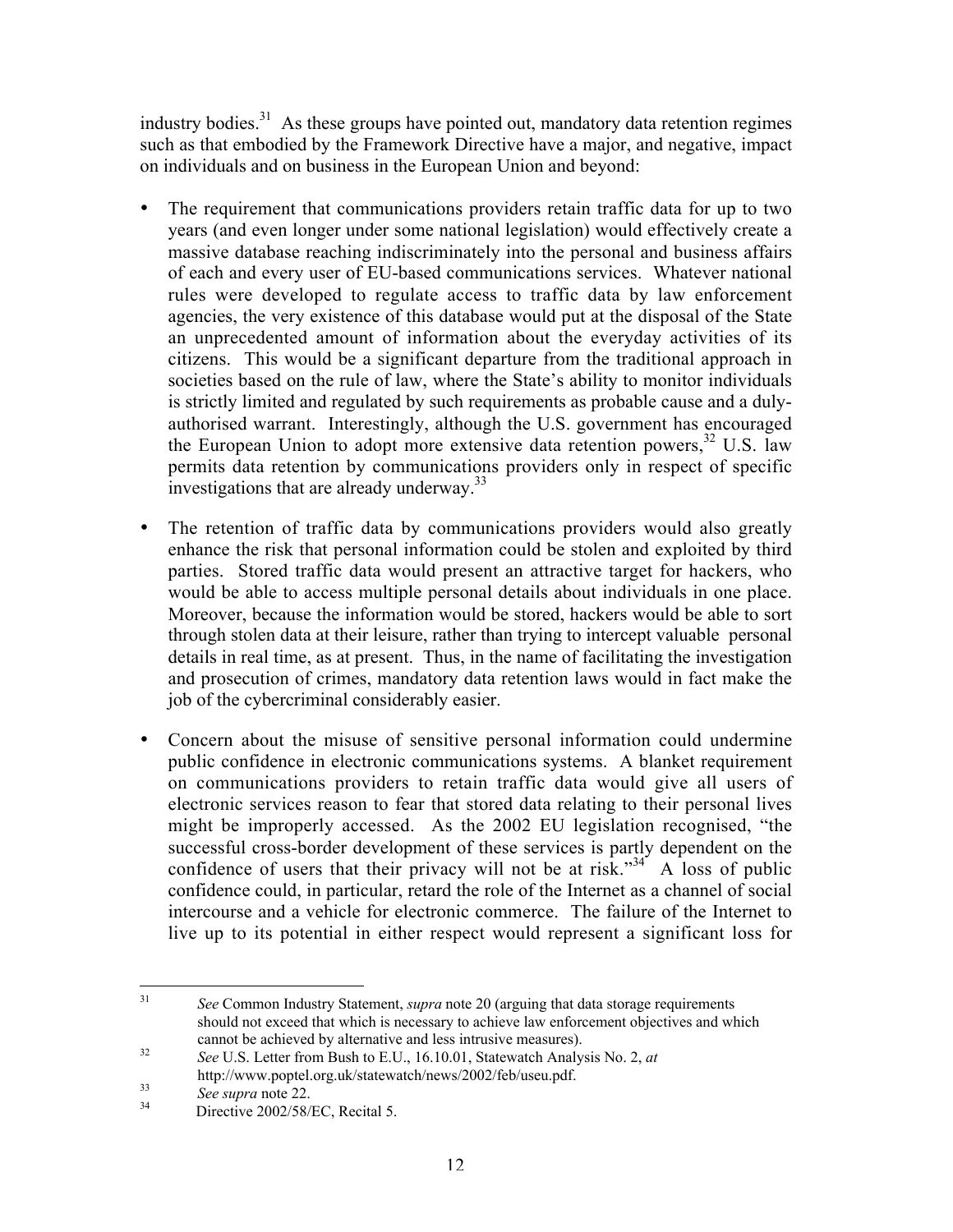industry bodies.[31] As these groups have pointed out, mandatory data retention regimes such as that embodied by the Framework Directive have a major, and negative, impact on individuals and on business in the European Union and beyond:

- The requirement that communications providers retain traffic data for up to two years (and even longer under some national legislation) would effectively create a massive database reaching indiscriminately into the personal and business affairs of each and every user of EU-based communications services. Whatever national rules were developed to regulate access to traffic data by law enforcement agencies, the very existence of this database would put at the disposal of the State an unprecedented amount of information about the everyday activities of its citizens. This would be a significant departure from the traditional approach in societies based on the rule of law, where the State's ability to monitor individuals is strictly limited and regulated by such requirements as probable cause and a duly-authorised warrant. Interestingly, although the U.S. government has encouraged the European Union to adopt more extensive data retention powers,[32] U.S. law permits data retention by communications providers only in respect of specific investigations that are already underway.[33]

- The retention of traffic data by communications providers would also greatly enhance the risk that personal information could be stolen and exploited by third parties. Stored traffic data would present an attractive target for hackers, who would be able to access multiple personal details about individuals in one place. Moreover, because the information would be stored, hackers would be able to sort through stolen data at their leisure, rather than trying to intercept valuable personal details in real time, as at present. Thus, in the name of facilitating the investigation and prosecution of crimes, mandatory data retention laws would in fact make the job of the cybercriminal considerably easier.

- Concern about the misuse of sensitive personal information could undermine public confidence in electronic communications systems. A blanket requirement on communications providers to retain traffic data would give all users of electronic services reason to fear that stored data relating to their personal lives might be improperly accessed. As the 2002 EU legislation recognised, "the successful cross-border development of these services is partly dependent on the confidence of users that their privacy will not be at risk."[34] A loss of public confidence could, in particular, retard the role of the Internet as a channel of social intercourse and a vehicle for electronic commerce. The failure of the Internet to live up to its potential in either respect would represent a significant loss for

---

[31] *See* Common Industry Statement, *supra* note 20 (arguing that data storage requirements should not exceed that which is necessary to achieve law enforcement objectives and which cannot be achieved by alternative and less intrusive measures).

[32] *See* U.S. Letter from Bush to E.U., 16.10.01, Statewatch Analysis No. 2, *at* http://www.poptel.org.uk/statewatch/news/2002/feb/useu.pdf.

[33] *See supra* note 22.

[34] Directive 2002/58/EC, Recital 5.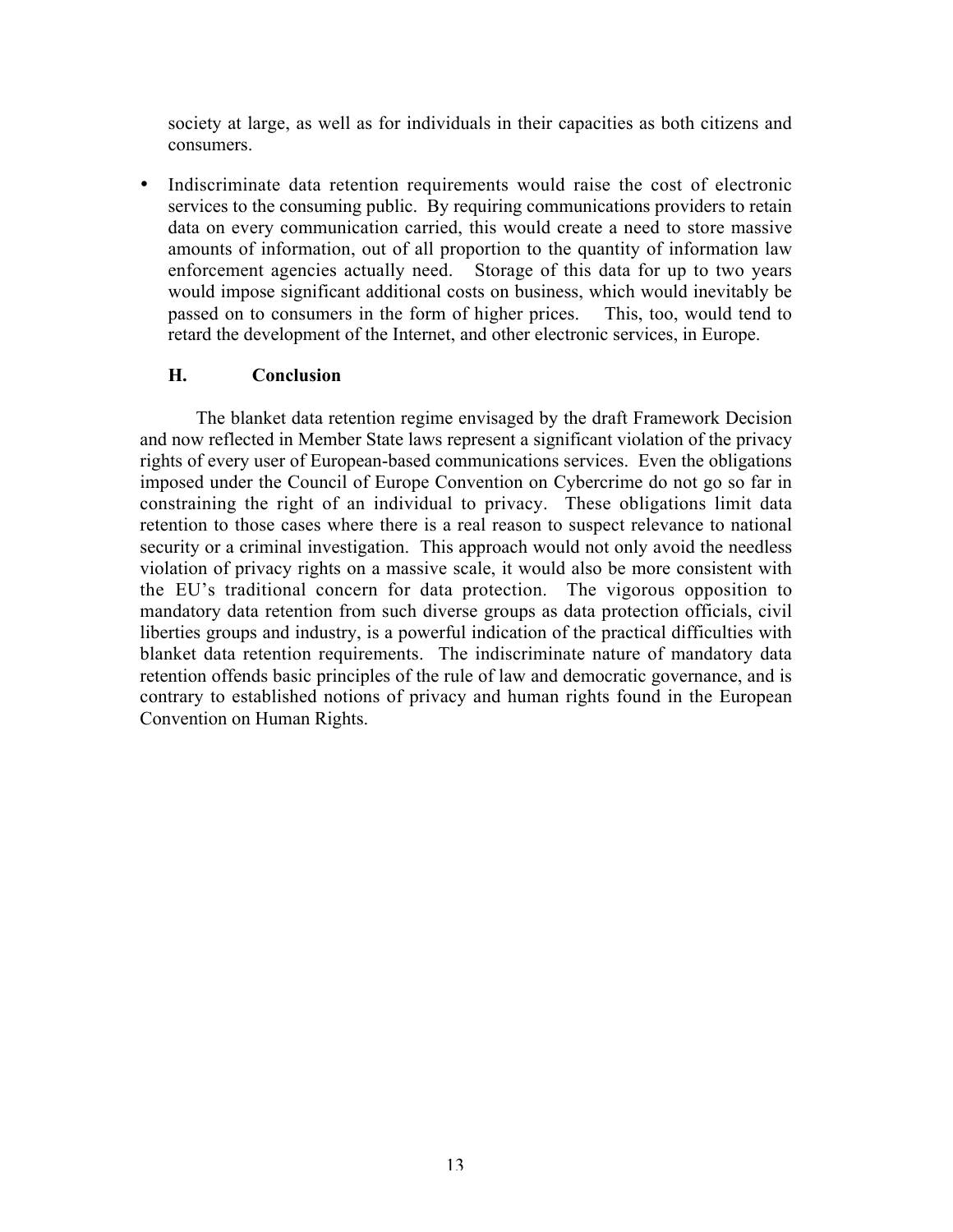society at large, as well as for individuals in their capacities as both citizens and consumers.

- Indiscriminate data retention requirements would raise the cost of electronic services to the consuming public. By requiring communications providers to retain data on every communication carried, this would create a need to store massive amounts of information, out of all proportion to the quantity of information law enforcement agencies actually need. Storage of this data for up to two years would impose significant additional costs on business, which would inevitably be passed on to consumers in the form of higher prices. This, too, would tend to retard the development of the Internet, and other electronic services, in Europe.

### H. Conclusion

The blanket data retention regime envisaged by the draft Framework Decision and now reflected in Member State laws represent a significant violation of the privacy rights of every user of European-based communications services. Even the obligations imposed under the Council of Europe Convention on Cybercrime do not go so far in constraining the right of an individual to privacy. These obligations limit data retention to those cases where there is a real reason to suspect relevance to national security or a criminal investigation. This approach would not only avoid the needless violation of privacy rights on a massive scale, it would also be more consistent with the EU's traditional concern for data protection. The vigorous opposition to mandatory data retention from such diverse groups as data protection officials, civil liberties groups and industry, is a powerful indication of the practical difficulties with blanket data retention requirements. The indiscriminate nature of mandatory data retention offends basic principles of the rule of law and democratic governance, and is contrary to established notions of privacy and human rights found in the European Convention on Human Rights.